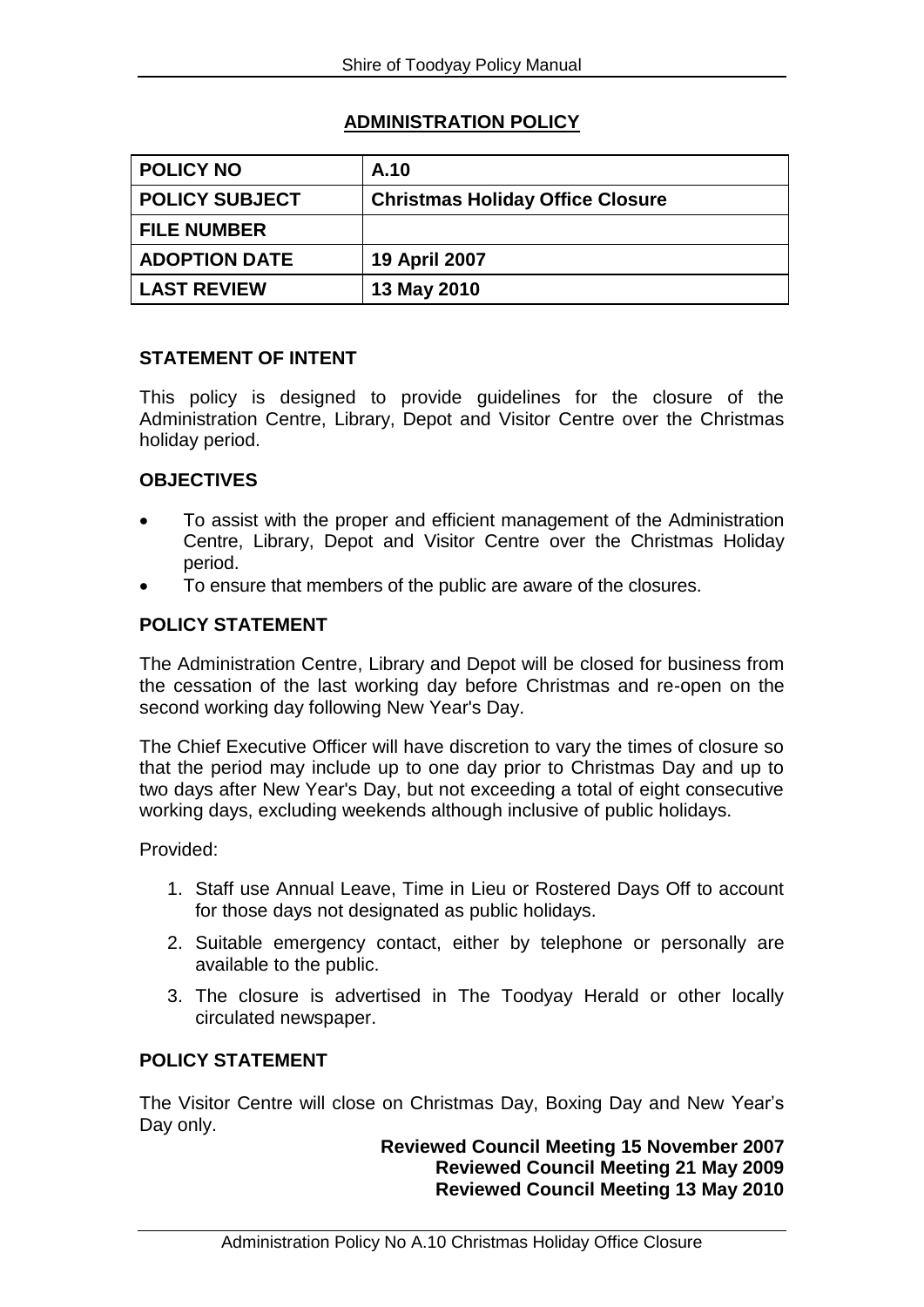## ADMINISTRATION POLICY

| POLICY NO | A.10 |
|---|---|
| POLICY SUBJECT | Christmas Holiday Office Closure |
| FILE NUMBER | |
| ADOPTION DATE | 19 April 2007 |
| LAST REVIEW | 13 May 2010 |

### STATEMENT OF INTENT

This policy is designed to provide guidelines for the closure of the Administration Centre, Library, Depot and Visitor Centre over the Christmas holiday period.

### OBJECTIVES

- To assist with the proper and efficient management of the Administration Centre, Library, Depot and Visitor Centre over the Christmas Holiday period.
- To ensure that members of the public are aware of the closures.

### POLICY STATEMENT

The Administration Centre, Library and Depot will be closed for business from the cessation of the last working day before Christmas and re-open on the second working day following New Year's Day.

The Chief Executive Officer will have discretion to vary the times of closure so that the period may include up to one day prior to Christmas Day and up to two days after New Year's Day, but not exceeding a total of eight consecutive working days, excluding weekends although inclusive of public holidays.

Provided:

1. Staff use Annual Leave, Time in Lieu or Rostered Days Off to account for those days not designated as public holidays.
2. Suitable emergency contact, either by telephone or personally are available to the public.
3. The closure is advertised in The Toodyay Herald or other locally circulated newspaper.

### POLICY STATEMENT

The Visitor Centre will close on Christmas Day, Boxing Day and New Year's Day only.

**Reviewed Council Meeting 15 November 2007**
**Reviewed Council Meeting 21 May 2009**
**Reviewed Council Meeting 13 May 2010**